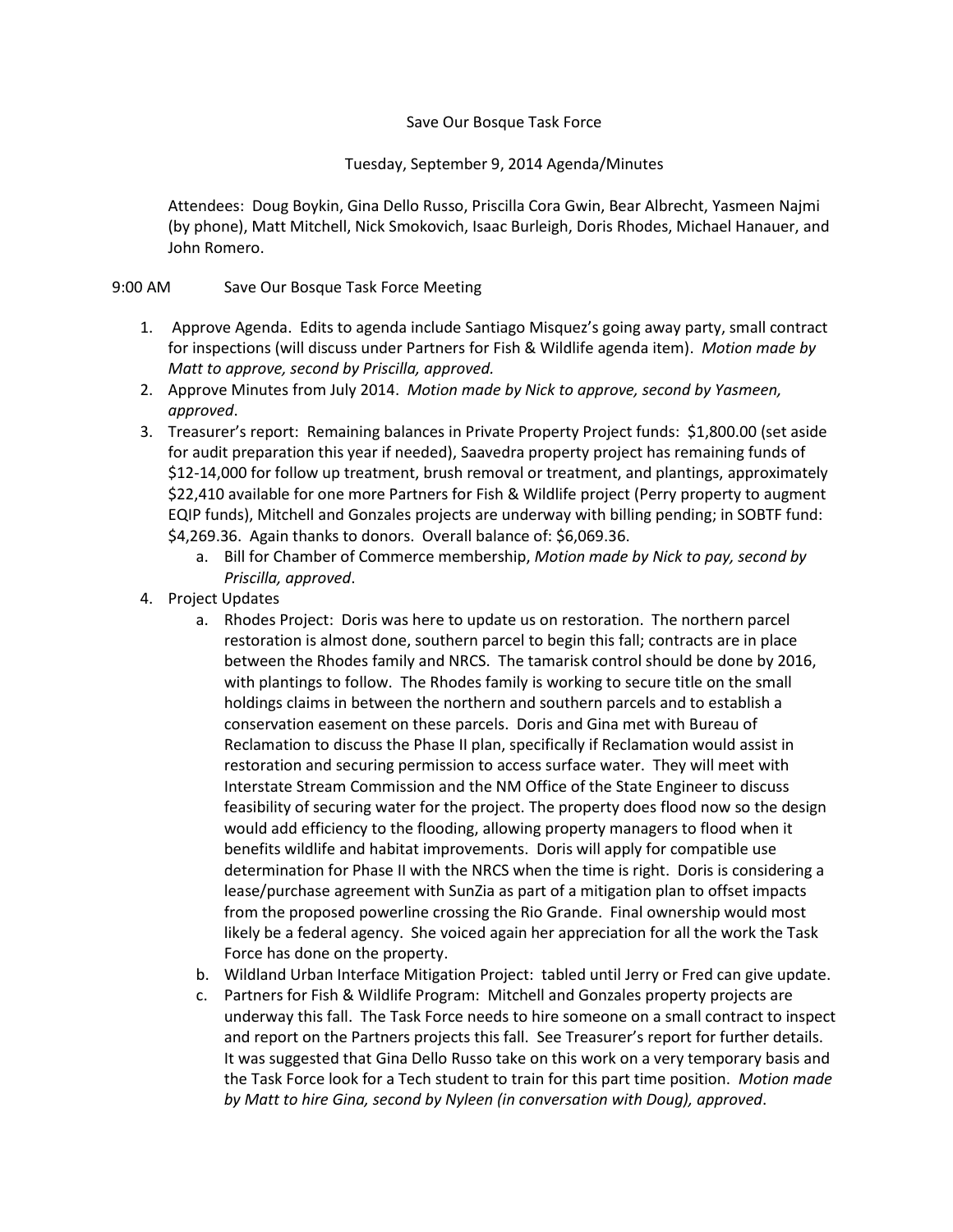Save Our Bosque Task Force

Tuesday, September 9, 2014 Agenda/Minutes

Attendees: Doug Boykin, Gina Dello Russo, Priscilla Cora Gwin, Bear Albrecht, Yasmeen Najmi (by phone), Matt Mitchell, Nick Smokovich, Isaac Burleigh, Doris Rhodes, Michael Hanauer, and John Romero.

9:00 AM Save Our Bosque Task Force Meeting

1. Approve Agenda. Edits to agenda include Santiago Misquez's going away party, small contract for inspections (will discuss under Partners for Fish & Wildlife agenda item). *Motion made by Matt to approve, second by Priscilla, approved.*
2. Approve Minutes from July 2014. *Motion made by Nick to approve, second by Yasmeen, approved*.
3. Treasurer's report: Remaining balances in Private Property Project funds: $1,800.00 (set aside for audit preparation this year if needed), Saavedra property project has remaining funds of $12-14,000 for follow up treatment, brush removal or treatment, and plantings, approximately $22,410 available for one more Partners for Fish & Wildlife project (Perry property to augment EQIP funds), Mitchell and Gonzales projects are underway with billing pending; in SOBTF fund: $4,269.36. Again thanks to donors. Overall balance of: $6,069.36.
    a. Bill for Chamber of Commerce membership, *Motion made by Nick to pay, second by Priscilla, approved*.
4. Project Updates
    a. Rhodes Project: Doris was here to update us on restoration. The northern parcel restoration is almost done, southern parcel to begin this fall; contracts are in place between the Rhodes family and NRCS. The tamarisk control should be done by 2016, with plantings to follow. The Rhodes family is working to secure title on the small holdings claims in between the northern and southern parcels and to establish a conservation easement on these parcels. Doris and Gina met with Bureau of Reclamation to discuss the Phase II plan, specifically if Reclamation would assist in restoration and securing permission to access surface water. They will meet with Interstate Stream Commission and the NM Office of the State Engineer to discuss feasibility of securing water for the project. The property does flood now so the design would add efficiency to the flooding, allowing property managers to flood when it benefits wildlife and habitat improvements. Doris will apply for compatible use determination for Phase II with the NRCS when the time is right. Doris is considering a lease/purchase agreement with SunZia as part of a mitigation plan to offset impacts from the proposed powerline crossing the Rio Grande. Final ownership would most likely be a federal agency. She voiced again her appreciation for all the work the Task Force has done on the property.
    b. Wildland Urban Interface Mitigation Project: tabled until Jerry or Fred can give update.
    c. Partners for Fish & Wildlife Program: Mitchell and Gonzales property projects are underway this fall. The Task Force needs to hire someone on a small contract to inspect and report on the Partners projects this fall. See Treasurer's report for further details. It was suggested that Gina Dello Russo take on this work on a very temporary basis and the Task Force look for a Tech student to train for this part time position. *Motion made by Matt to hire Gina, second by Nyleen (in conversation with Doug), approved*.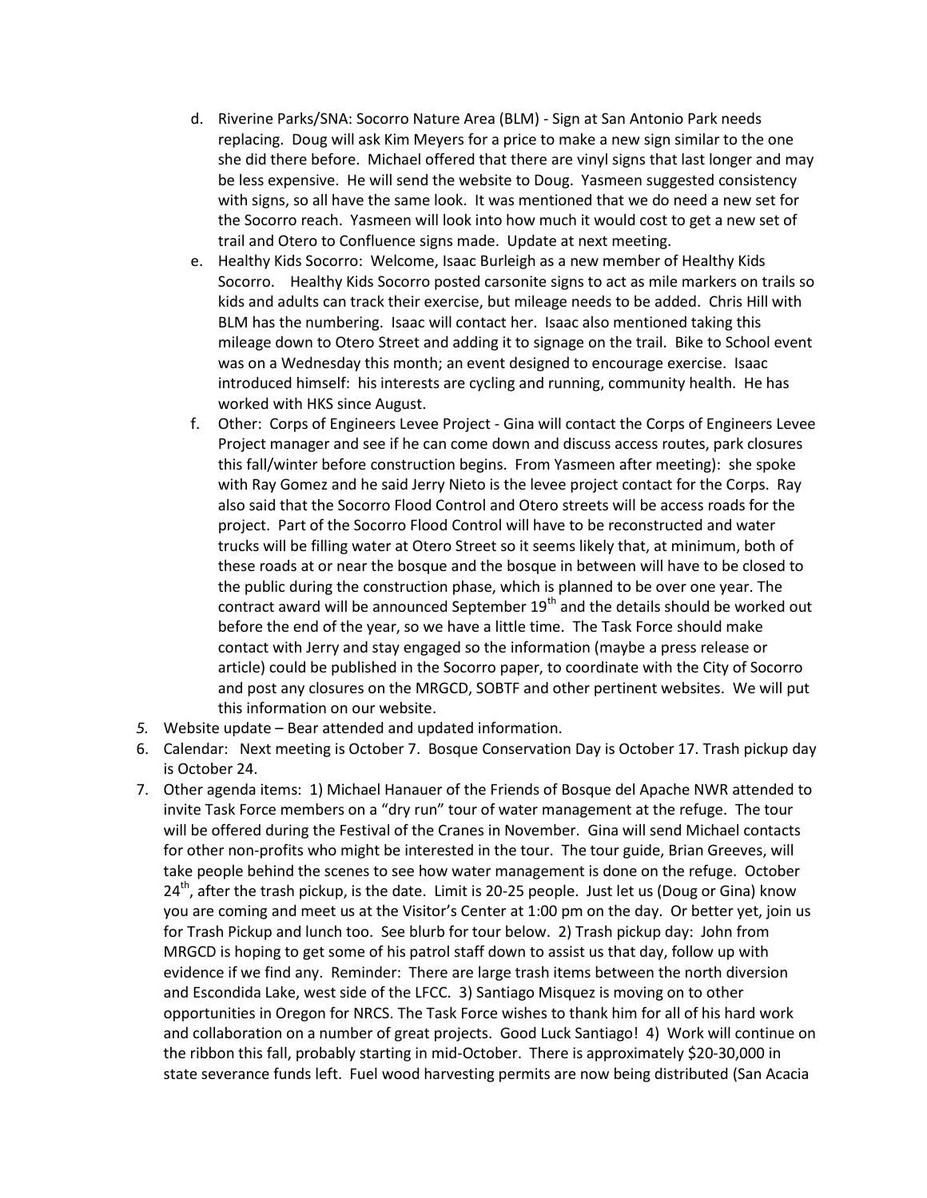d. Riverine Parks/SNA: Socorro Nature Area (BLM) - Sign at San Antonio Park needs replacing. Doug will ask Kim Meyers for a price to make a new sign similar to the one she did there before. Michael offered that there are vinyl signs that last longer and may be less expensive. He will send the website to Doug. Yasmeen suggested consistency with signs, so all have the same look. It was mentioned that we do need a new set for the Socorro reach. Yasmeen will look into how much it would cost to get a new set of trail and Otero to Confluence signs made. Update at next meeting.
   e. Healthy Kids Socorro: Welcome, Isaac Burleigh as a new member of Healthy Kids Socorro. Healthy Kids Socorro posted carsonite signs to act as mile markers on trails so kids and adults can track their exercise, but mileage needs to be added. Chris Hill with BLM has the numbering. Isaac will contact her. Isaac also mentioned taking this mileage down to Otero Street and adding it to signage on the trail. Bike to School event was on a Wednesday this month; an event designed to encourage exercise. Isaac introduced himself: his interests are cycling and running, community health. He has worked with HKS since August.
   f. Other: Corps of Engineers Levee Project - Gina will contact the Corps of Engineers Levee Project manager and see if he can come down and discuss access routes, park closures this fall/winter before construction begins. From Yasmeen after meeting): she spoke with Ray Gomez and he said Jerry Nieto is the levee project contact for the Corps. Ray also said that the Socorro Flood Control and Otero streets will be access roads for the project. Part of the Socorro Flood Control will have to be reconstructed and water trucks will be filling water at Otero Street so it seems likely that, at minimum, both of these roads at or near the bosque and the bosque in between will have to be closed to the public during the construction phase, which is planned to be over one year. The contract award will be announced September 19th and the details should be worked out before the end of the year, so we have a little time. The Task Force should make contact with Jerry and stay engaged so the information (maybe a press release or article) could be published in the Socorro paper, to coordinate with the City of Socorro and post any closures on the MRGCD, SOBTF and other pertinent websites. We will put this information on our website.

5. Website update – Bear attended and updated information.
6. Calendar: Next meeting is October 7. Bosque Conservation Day is October 17. Trash pickup day is October 24.
7. Other agenda items: 1) Michael Hanauer of the Friends of Bosque del Apache NWR attended to invite Task Force members on a "dry run" tour of water management at the refuge. The tour will be offered during the Festival of the Cranes in November. Gina will send Michael contacts for other non-profits who might be interested in the tour. The tour guide, Brian Greeves, will take people behind the scenes to see how water management is done on the refuge. October 24th, after the trash pickup, is the date. Limit is 20-25 people. Just let us (Doug or Gina) know you are coming and meet us at the Visitor's Center at 1:00 pm on the day. Or better yet, join us for Trash Pickup and lunch too. See blurb for tour below. 2) Trash pickup day: John from MRGCD is hoping to get some of his patrol staff down to assist us that day, follow up with evidence if we find any. Reminder: There are large trash items between the north diversion and Escondida Lake, west side of the LFCC. 3) Santiago Misquez is moving on to other opportunities in Oregon for NRCS. The Task Force wishes to thank him for all of his hard work and collaboration on a number of great projects. Good Luck Santiago! 4) Work will continue on the ribbon this fall, probably starting in mid-October. There is approximately $20-30,000 in state severance funds left. Fuel wood harvesting permits are now being distributed (San Acacia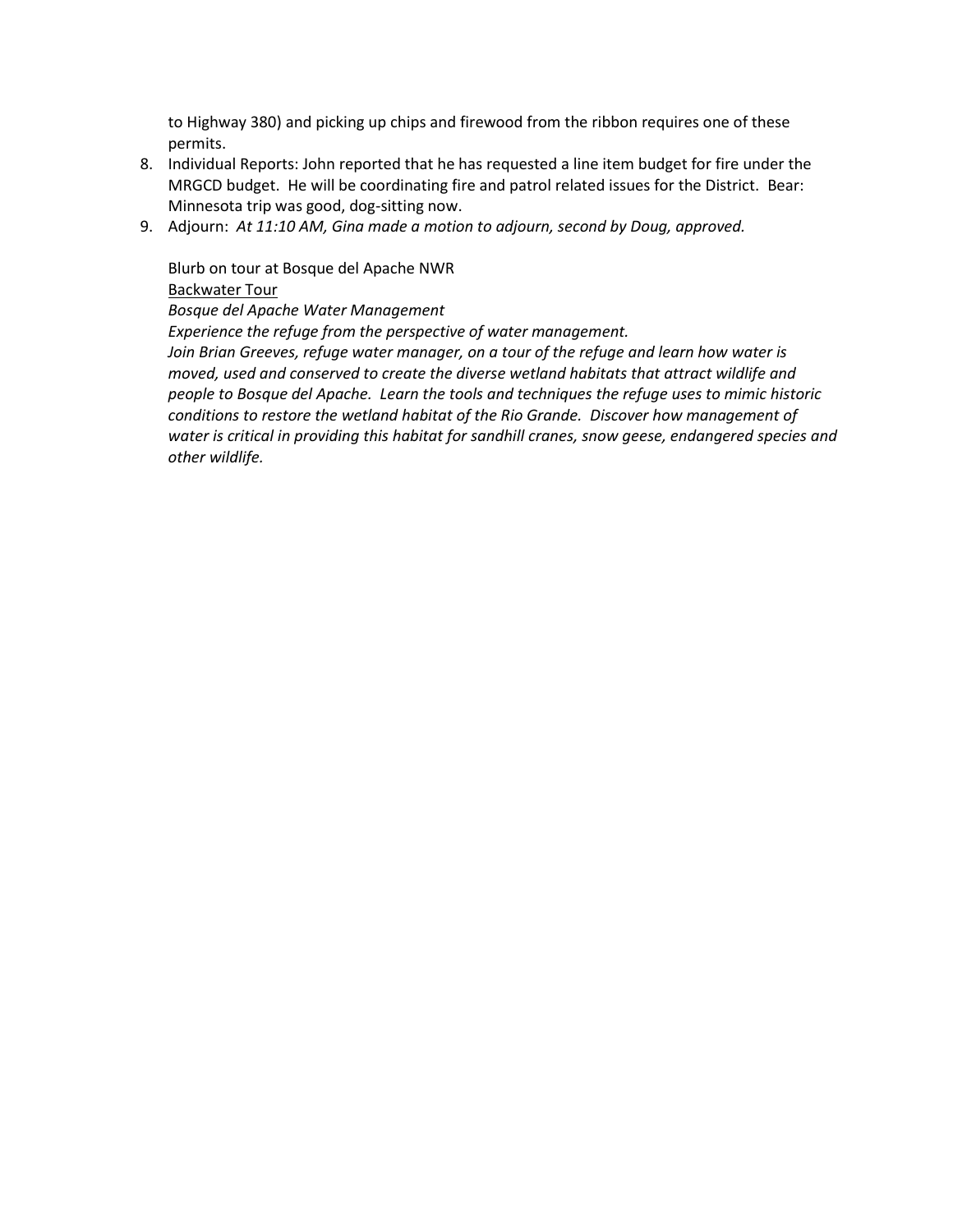to Highway 380) and picking up chips and firewood from the ribbon requires one of these permits.

8. Individual Reports: John reported that he has requested a line item budget for fire under the MRGCD budget. He will be coordinating fire and patrol related issues for the District. Bear: Minnesota trip was good, dog-sitting now.
9. Adjourn: *At 11:10 AM, Gina made a motion to adjourn, second by Doug, approved.*

   Blurb on tour at Bosque del Apache NWR

   <u>Backwater Tour</u>

   *Bosque del Apache Water Management*

   *Experience the refuge from the perspective of water management.*

   *Join Brian Greeves, refuge water manager, on a tour of the refuge and learn how water is moved, used and conserved to create the diverse wetland habitats that attract wildlife and people to Bosque del Apache. Learn the tools and techniques the refuge uses to mimic historic conditions to restore the wetland habitat of the Rio Grande. Discover how management of water is critical in providing this habitat for sandhill cranes, snow geese, endangered species and other wildlife.*